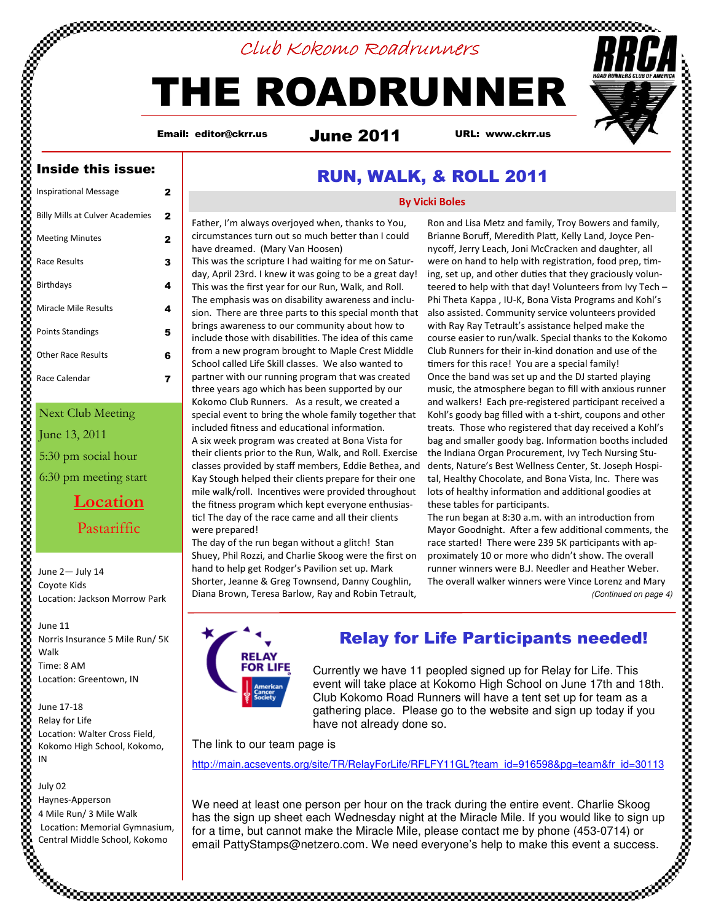Club Kokomo Roadrunners

# THE ROADRUNNER

**Email: editor@ckrr.us** | **June 2011** | **URL: www.ckrr.us**

RRCA ROAD RUNNERS CLUB OF AMERICA

## Inside this issue:

| | |
|---|---|
| Inspirational Message | 2 |
| Billy Mills at Culver Academies | 2 |
| Meeting Minutes | 2 |
| Race Results | 3 |
| Birthdays | 4 |
| Miracle Mile Results | 4 |
| Points Standings | 5 |
| Other Race Results | 6 |
| Race Calendar | 7 |

Next Club Meeting
June 13, 2011
5:30 pm social hour
6:30 pm meeting start

**Location**
Pastariffic

June 2— July 14
Coyote Kids
Location: Jackson Morrow Park

June 11
Norris Insurance 5 Mile Run/ 5K Walk
Time: 8 AM
Location: Greentown, IN

June 17-18
Relay for Life
Location: Walter Cross Field, Kokomo High School, Kokomo, IN

July 02
Haynes-Apperson
4 Mile Run/ 3 Mile Walk
Location: Memorial Gymnasium, Central Middle School, Kokomo

## RUN, WALK, & ROLL 2011

**By Vicki Boles**

Father, I'm always overjoyed when, thanks to You, circumstances turn out so much better than I could have dreamed. (Mary Van Hoosen)

This was the scripture I had waiting for me on Saturday, April 23rd. I knew it was going to be a great day! This was the first year for our Run, Walk, and Roll. The emphasis was on disability awareness and inclusion. There are three parts to this special month that brings awareness to our community about how to include those with disabilities. The idea of this came from a new program brought to Maple Crest Middle School called Life Skill classes. We also wanted to partner with our running program that was created three years ago which has been supported by our Kokomo Club Runners. As a result, we created a special event to bring the whole family together that included fitness and educational information.

A six week program was created at Bona Vista for their clients prior to the Run, Walk, and Roll. Exercise classes provided by staff members, Eddie Bethea, and Kay Stough helped their clients prepare for their one mile walk/roll. Incentives were provided throughout the fitness program which kept everyone enthusiastic! The day of the race came and all their clients were prepared!

The day of the run began without a glitch! Stan Shuey, Phil Rozzi, and Charlie Skoog were the first on hand to help get Rodger's Pavilion set up. Mark Shorter, Jeanne & Greg Townsend, Danny Coughlin, Diana Brown, Teresa Barlow, Ray and Robin Tetrault, Ron and Lisa Metz and family, Troy Bowers and family, Brianne Boruff, Meredith Platt, Kelly Land, Joyce Pennycoff, Jerry Leach, Joni McCracken and daughter, all were on hand to help with registration, food prep, timing, set up, and other duties that they graciously volunteered to help with that day! Volunteers from Ivy Tech – Phi Theta Kappa , IU-K, Bona Vista Programs and Kohl's also assisted. Community service volunteers provided with Ray Ray Tetrault's assistance helped make the course easier to run/walk. Special thanks to the Kokomo Club Runners for their in-kind donation and use of the timers for this race! You are a special family!

Once the band was set up and the DJ started playing music, the atmosphere began to fill with anxious runner and walkers! Each pre-registered participant received a Kohl's goody bag filled with a t-shirt, coupons and other treats. Those who registered that day received a Kohl's bag and smaller goody bag. Information booths included the Indiana Organ Procurement, Ivy Tech Nursing Students, Nature's Best Wellness Center, St. Joseph Hospital, Healthy Chocolate, and Bona Vista, Inc. There was lots of healthy information and additional goodies at these tables for participants.

The run began at 8:30 a.m. with an introduction from Mayor Goodnight. After a few additional comments, the race started! There were 239 5K participants with approximately 10 or more who didn't show. The overall runner winners were B.J. Needler and Heather Weber. The overall walker winners were Vince Lorenz and Mary

*(Continued on page 4)*

## Relay for Life Participants needed!

RELAY FOR LIFE American Cancer Society

Currently we have 11 peopled signed up for Relay for Life. This event will take place at Kokomo High School on June 17th and 18th. Club Kokomo Road Runners will have a tent set up for team as a gathering place. Please go to the website and sign up today if you have not already done so.

The link to our team page is

http://main.acsevents.org/site/TR/RelayForLife/RFLFY11GL?team_id=916598&pg=team&fr_id=30113

We need at least one person per hour on the track during the entire event. Charlie Skoog has the sign up sheet each Wednesday night at the Miracle Mile. If you would like to sign up for a time, but cannot make the Miracle Mile, please contact me by phone (453-0714) or email PattyStamps@netzero.com. We need everyone's help to make this event a success.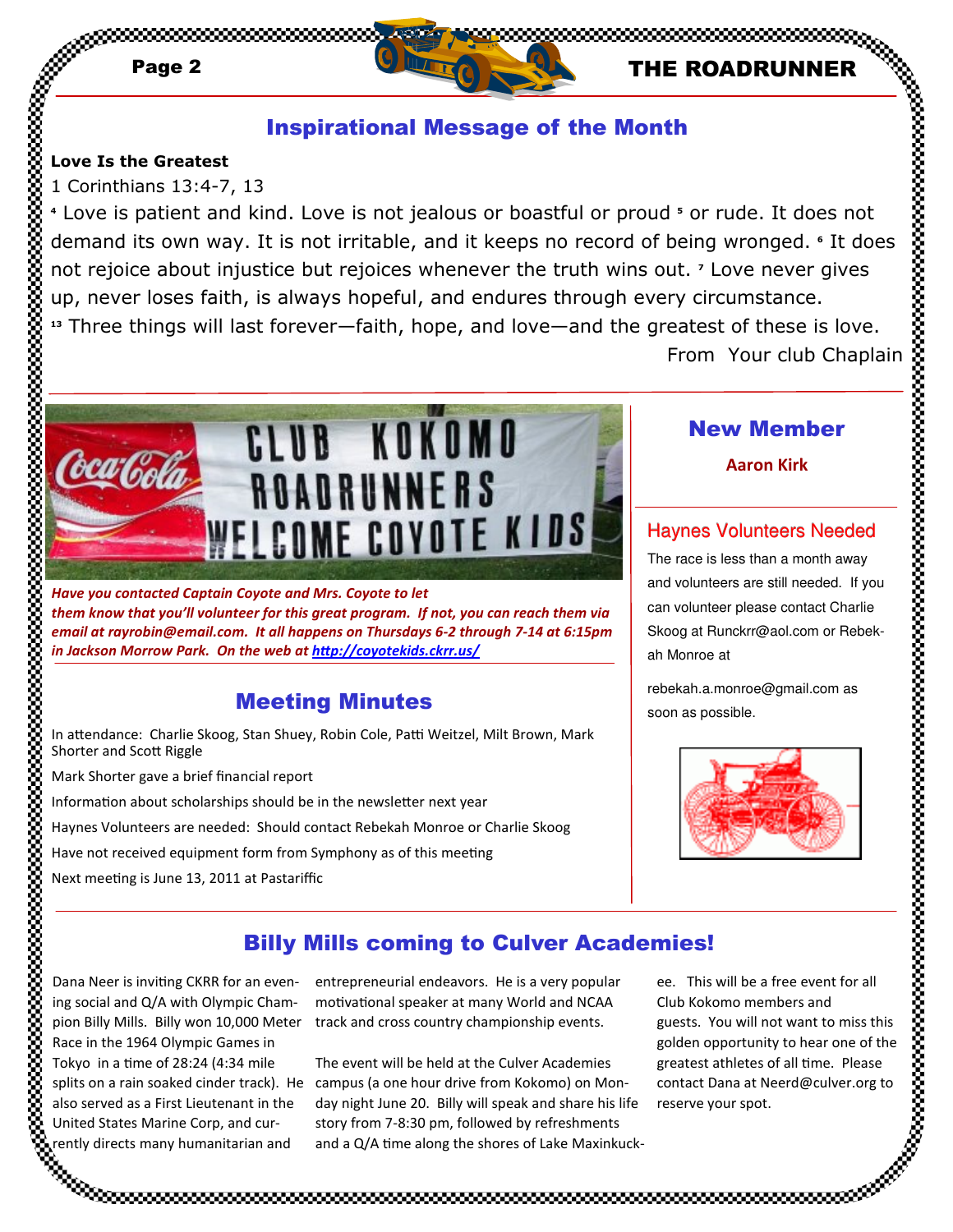## Inspirational Message of the Month

**Love Is the Greatest**

1 Corinthians 13:4-7, 13

[4] Love is patient and kind. Love is not jealous or boastful or proud [5] or rude. It does not demand its own way. It is not irritable, and it keeps no record of being wronged. [6] It does not rejoice about injustice but rejoices whenever the truth wins out. [7] Love never gives up, never loses faith, is always hopeful, and endures through every circumstance.

[13] Three things will last forever—faith, hope, and love—and the greatest of these is love.

From Your club Chaplain

*Have you contacted Captain Coyote and Mrs. Coyote to let them know that you'll volunteer for this great program. If not, you can reach them via email at rayrobin@email.com. It all happens on Thursdays 6-2 through 7-14 at 6:15pm in Jackson Morrow Park. On the web at [http://coyotekids.ckrr.us/](http://coyotekids.ckrr.us/)*

## Meeting Minutes

In attendance: Charlie Skoog, Stan Shuey, Robin Cole, Patti Weitzel, Milt Brown, Mark Shorter and Scott Riggle

Mark Shorter gave a brief financial report

Information about scholarships should be in the newsletter next year

Haynes Volunteers are needed: Should contact Rebekah Monroe or Charlie Skoog

Have not received equipment form from Symphony as of this meeting

Next meeting is June 13, 2011 at Pastariffic

## New Member

**Aaron Kirk**

### Haynes Volunteers Needed

The race is less than a month away and volunteers are still needed. If you can volunteer please contact Charlie Skoog at Runckrr@aol.com or Rebekah Monroe at rebekah.a.monroe@gmail.com as soon as possible.

## Billy Mills coming to Culver Academies!

Dana Neer is inviting CKRR for an evening social and Q/A with Olympic Champion Billy Mills. Billy won 10,000 Meter Race in the 1964 Olympic Games in Tokyo in a time of 28:24 (4:34 mile splits on a rain soaked cinder track). He also served as a First Lieutenant in the United States Marine Corp, and currently directs many humanitarian and entrepreneurial endeavors. He is a very popular motivational speaker at many World and NCAA track and cross country championship events.

The event will be held at the Culver Academies campus (a one hour drive from Kokomo) on Monday night June 20. Billy will speak and share his life story from 7-8:30 pm, followed by refreshments and a Q/A time along the shores of Lake Maxinkuckee. This will be a free event for all Club Kokomo members and guests. You will not want to miss this golden opportunity to hear one of the greatest athletes of all time. Please contact Dana at Neerd@culver.org to reserve your spot.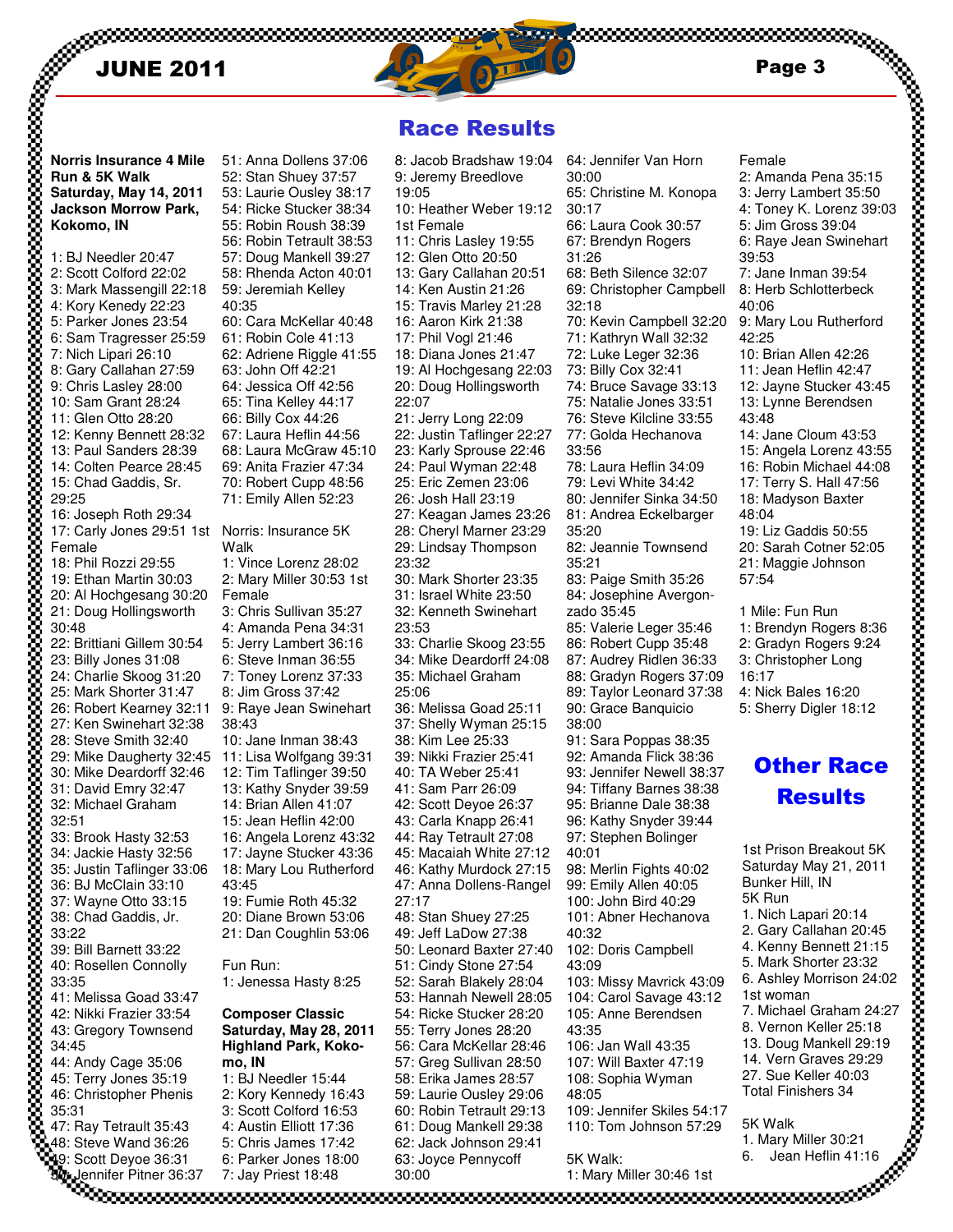# Race Results

**Norris Insurance 4 Mile Run & 5K Walk**
**Saturday, May 14, 2011**
**Jackson Morrow Park, Kokomo, IN**

1: BJ Needler 20:47
2: Scott Colford 22:02
3: Mark Massengill 22:18
4: Kory Kenedy 22:23
5: Parker Jones 23:54
6: Sam Tragresser 25:59
7: Nich Lipari 26:10
8: Gary Callahan 27:59
9: Chris Lasley 28:00
10: Sam Grant 28:24
11: Glen Otto 28:20
12: Kenny Bennett 28:32
13: Paul Sanders 28:39
14: Colten Pearce 28:45
15: Chad Gaddis, Sr. 29:25
16: Joseph Roth 29:34
17: Carly Jones 29:51 1st Female
18: Phil Rozzi 29:55
19: Ethan Martin 30:03
20: Al Hochgesang 30:20
21: Doug Hollingsworth 30:48
22: Brittiani Gillem 30:54
23: Billy Jones 31:08
24: Charlie Skoog 31:20
25: Mark Shorter 31:47
26: Robert Kearney 32:11
27: Ken Swinehart 32:38
28: Steve Smith 32:40
29: Mike Daugherty 32:45
30: Mike Deardorff 32:46
31: David Emry 32:47
32: Michael Graham 32:51
33: Brook Hasty 32:53
34: Jackie Hasty 32:56
35: Justin Taflinger 33:06
36: BJ McClain 33:10
37: Wayne Otto 33:15
38: Chad Gaddis, Jr. 33:22
39: Bill Barnett 33:22
40: Rosellen Connolly 33:35
41: Melissa Goad 33:47
42: Nikki Frazier 33:54
43: Gregory Townsend 34:45
44: Andy Cage 35:06
45: Terry Jones 35:19
46: Christopher Phenis 35:31
47: Ray Tetrault 35:43
48: Steve Wand 36:26
49: Scott Deyoe 36:31
50: Jennifer Pitner 36:37
51: Anna Dollens 37:06
52: Stan Shuey 37:57
53: Laurie Ousley 38:17
54: Ricke Stucker 38:34
55: Robin Roush 38:39
56: Robin Tetrault 38:53
57: Doug Mankell 39:27
58: Rhenda Acton 40:01
59: Jeremiah Kelley 40:35
60: Cara McKellar 40:48
61: Robin Cole 41:13
62: Adriene Riggle 41:55
63: John Off 42:21
64: Jessica Off 42:56
65: Tina Kelley 44:17
66: Billy Cox 44:26
67: Laura Heflin 44:56
68: Laura McGraw 45:10
69: Anita Frazier 47:34
70: Robert Cupp 48:56
71: Emily Allen 52:23

Norris: Insurance 5K Walk
1: Vince Lorenz 28:02
2: Mary Miller 30:53 1st Female
3: Chris Sullivan 35:27
4: Amanda Pena 34:31
5: Jerry Lambert 36:16
6: Steve Inman 36:55
7: Toney Lorenz 37:33
8: Jim Gross 37:42
9: Raye Jean Swinehart 38:43
10: Jane Inman 38:43
11: Lisa Wolfgang 39:31
12: Tim Taflinger 39:50
13: Kathy Snyder 39:59
14: Brian Allen 41:07
15: Jean Heflin 42:00
16: Angela Lorenz 43:32
17: Jayne Stucker 43:36
18: Mary Lou Rutherford 43:45
19: Fumie Roth 45:32
20: Diane Brown 53:06
21: Dan Coughlin 53:06

Fun Run:
1: Jenessa Hasty 8:25

**Composer Classic**
**Saturday, May 28, 2011**
**Highland Park, Kokomo, IN**

1: BJ Needler 15:44
2: Kory Kennedy 16:43
3: Scott Colford 16:53
4: Austin Elliott 17:36
5: Chris James 17:42
6: Parker Jones 18:00
7: Jay Priest 18:48
8: Jacob Bradshaw 19:04
9: Jeremy Breedlove 19:05
10: Heather Weber 19:12 1st Female
11: Chris Lasley 19:55
12: Glen Otto 20:50
13: Gary Callahan 20:51
14: Ken Austin 21:26
15: Travis Marley 21:28
16: Aaron Kirk 21:38
17: Phil Vogl 21:46
18: Diana Jones 21:47
19: Al Hochgesang 22:03
20: Doug Hollingsworth 22:07
21: Jerry Long 22:09
22: Justin Taflinger 22:27
23: Karly Sprouse 22:46
24: Paul Wyman 22:48
25: Eric Zemen 23:06
26: Josh Hall 23:19
27: Keagan James 23:26
28: Cheryl Marner 23:29
29: Lindsay Thompson 23:32
30: Mark Shorter 23:35
31: Israel White 23:50
32: Kenneth Swinehart 23:53
33: Charlie Skoog 23:55
34: Mike Deardorff 24:08
35: Michael Graham 25:06
36: Melissa Goad 25:11
37: Shelly Wyman 25:15
38: Kim Lee 25:33
39: Nikki Frazier 25:41
40: TA Weber 25:41
41: Sam Parr 26:09
42: Scott Deyoe 26:37
43: Carla Knapp 26:41
44: Ray Tetrault 27:08
45: Macaiah White 27:12
46: Kathy Murdock 27:15
47: Anna Dollens-Rangel 27:17
48: Stan Shuey 27:25
49: Jeff LaDow 27:38
50: Leonard Baxter 27:40
51: Cindy Stone 27:54
52: Sarah Blakely 28:04
53: Hannah Newell 28:05
54: Ricke Stucker 28:20
55: Terry Jones 28:20
56: Cara McKellar 28:46
57: Greg Sullivan 28:50
58: Erika James 28:57
59: Laurie Ousley 29:06
60: Robin Tetrault 29:13
61: Doug Mankell 29:38
62: Jack Johnson 29:41
63: Joyce Pennycoff 30:00
64: Jennifer Van Horn 30:00
65: Christine M. Konopa 30:17
66: Laura Cook 30:57
67: Brendyn Rogers 31:26
68: Beth Silence 32:07
69: Christopher Campbell 32:18
70: Kevin Campbell 32:20
71: Kathryn Wall 32:32
72: Luke Leger 32:36
73: Billy Cox 32:41
74: Bruce Savage 33:13
75: Natalie Jones 33:51
76: Steve Kilcline 33:55
77: Golda Hechanova 33:56
78: Laura Heflin 34:09
79: Levi White 34:42
80: Jennifer Sinka 34:50
81: Andrea Eckelbarger 35:20
82: Jeannie Townsend 35:21
83: Paige Smith 35:26
84: Josephine Avergon-zado 35:45
85: Valerie Leger 35:46
86: Robert Cupp 35:48
87: Audrey Ridlen 36:33
88: Gradyn Rogers 37:09
89: Taylor Leonard 37:38
90: Grace Banquicio 38:00
91: Sara Poppas 38:35
92: Amanda Flick 38:36
93: Jennifer Newell 38:37
94: Tiffany Barnes 38:38
95: Brianne Dale 38:38
96: Kathy Snyder 39:44
97: Stephen Bolinger 40:01
98: Merlin Fights 40:02
99: Emily Allen 40:05
100: John Bird 40:29
101: Abner Hechanova 40:32
102: Doris Campbell 43:09
103: Missy Mavrick 43:09
104: Carol Savage 43:12
105: Anne Berendsen 43:35
106: Jan Wall 43:35
107: Will Baxter 47:19
108: Sophia Wyman 48:05
109: Jennifer Skiles 54:17
110: Tom Johnson 57:29

5K Walk:
1: Mary Miller 30:46 1st Female
2: Amanda Pena 35:15
3: Jerry Lambert 35:50
4: Toney K. Lorenz 39:03
5: Jim Gross 39:04
6: Raye Jean Swinehart 39:53
7: Jane Inman 39:54
8: Herb Schlotterbeck 40:06
9: Mary Lou Rutherford 42:25
10: Brian Allen 42:26
11: Jean Heflin 42:47
12: Jayne Stucker 43:45
13: Lynne Berendsen 43:48
14: Jane Cloum 43:53
15: Angela Lorenz 43:55
16: Robin Michael 44:08
17: Terry S. Hall 47:56
18: Madyson Baxter 48:04
19: Liz Gaddis 50:55
20: Sarah Cotner 52:05
21: Maggie Johnson 57:54

1 Mile: Fun Run
1: Brendyn Rogers 8:36
2: Gradyn Rogers 9:24
3: Christopher Long 16:17
4: Nick Bales 16:20
5: Sherry Digler 18:12

# Other Race Results

1st Prison Breakout 5K
Saturday May 21, 2011
Bunker Hill, IN
5K Run
1. Nich Lapari 20:14
2. Gary Callahan 20:45
4. Kenny Bennett 21:15
5. Mark Shorter 23:32
6. Ashley Morrison 24:02 1st woman
7. Michael Graham 24:27
8. Vernon Keller 25:18
13. Doug Mankell 29:19
14. Vern Graves 29:29
27. Sue Keller 40:03
Total Finishers 34

5K Walk
1. Mary Miller 30:21
6. Jean Heflin 41:16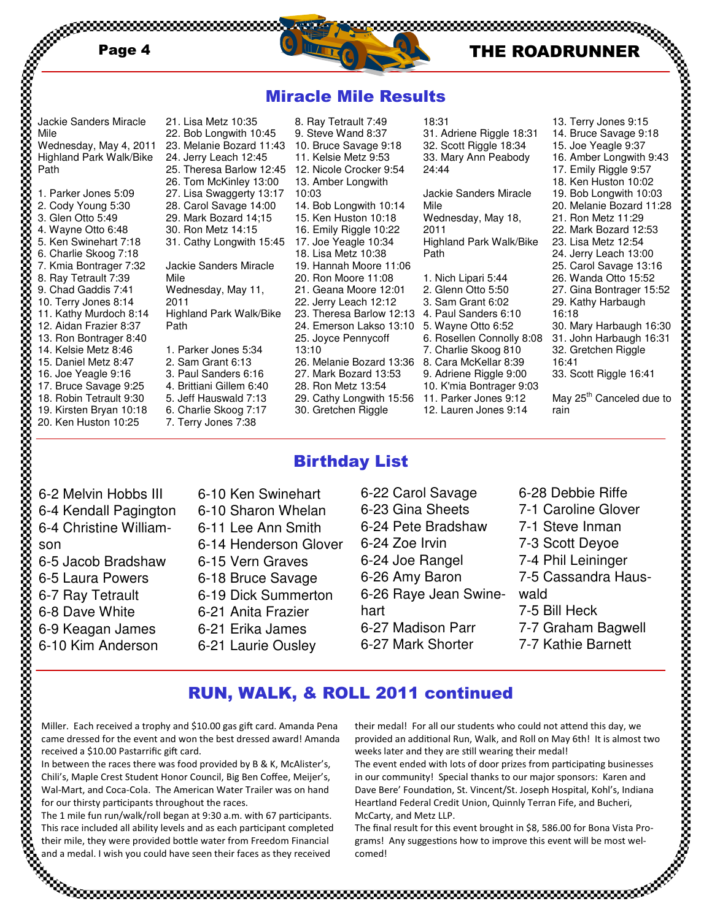## Miracle Mile Results

Jackie Sanders Miracle Mile
Wednesday, May 4, 2011
Highland Park Walk/Bike Path

1. Parker Jones 5:09
2. Cody Young 5:30
3. Glen Otto 5:49
4. Wayne Otto 6:48
5. Ken Swinehart 7:18
6. Charlie Skoog 7:18
7. Kmia Bontrager 7:32
8. Ray Tetrault 7:39
9. Chad Gaddis 7:41
10. Terry Jones 8:14
11. Kathy Murdoch 8:14
12. Aidan Frazier 8:37
13. Ron Bontrager 8:40
14. Kelsie Metz 8:46
15. Daniel Metz 8:47
16. Joe Yeagle 9:16
17. Bruce Savage 9:25
18. Robin Tetrault 9:30
19. Kirsten Bryan 10:18
20. Ken Huston 10:25
21. Lisa Metz 10:35
22. Bob Longwith 10:45
23. Melanie Bozard 11:43
24. Jerry Leach 12:45
25. Theresa Barlow 12:45
26. Tom McKinley 13:00
27. Lisa Swaggerty 13:17
28. Carol Savage 14:00
29. Mark Bozard 14;15
30. Ron Metz 14:15
31. Cathy Longwith 15:45

Jackie Sanders Miracle Mile
Wednesday, May 11, 2011
Highland Park Walk/Bike Path

1. Parker Jones 5:34
2. Sam Grant 6:13
3. Paul Sanders 6:16
4. Brittiani Gillem 6:40
5. Jeff Hauswald 7:13
6. Charlie Skoog 7:17
7. Terry Jones 7:38
8. Ray Tetrault 7:49
9. Steve Wand 8:37
10. Bruce Savage 9:18
11. Kelsie Metz 9:53
12. Nicole Crocker 9:54
13. Amber Longwith 10:03
14. Bob Longwith 10:14
15. Ken Huston 10:18
16. Emily Riggle 10:22
17. Joe Yeagle 10:34
18. Lisa Metz 10:38
19. Hannah Moore 11:06
20. Ron Moore 11:08
21. Geana Moore 12:01
22. Jerry Leach 12:12
23. Theresa Barlow 12:13
24. Emerson Lakso 13:10
25. Joyce Pennycoff 13:10
26. Melanie Bozard 13:36
27. Mark Bozard 13:53
28. Ron Metz 13:54
29. Cathy Longwith 15:56
30. Gretchen Riggle 18:31
31. Adriene Riggle 18:31
32. Scott Riggle 18:34
33. Mary Ann Peabody 24:44

Jackie Sanders Miracle Mile
Wednesday, May 18, 2011
Highland Park Walk/Bike Path

1. Nich Lipari 5:44
2. Glenn Otto 5:50
3. Sam Grant 6:02
4. Paul Sanders 6:10
5. Wayne Otto 6:52
6. Rosellen Connolly 8:08
7. Charlie Skoog 810
8. Cara McKellar 8:39
9. Adriene Riggle 9:00
10. K'mia Bontrager 9:03
11. Parker Jones 9:12
12. Lauren Jones 9:14
13. Terry Jones 9:15
14. Bruce Savage 9:18
15. Joe Yeagle 9:37
16. Amber Longwith 9:43
17. Emily Riggle 9:57
18. Ken Huston 10:02
19. Bob Longwith 10:03
20. Melanie Bozard 11:28
21. Ron Metz 11:29
22. Mark Bozard 12:53
23. Lisa Metz 12:54
24. Jerry Leach 13:00
25. Carol Savage 13:16
26. Wanda Otto 15:52
27. Gina Bontrager 15:52
29. Kathy Harbaugh 16:18
30. Mary Harbaugh 16:30
31. John Harbaugh 16:31
32. Gretchen Riggle 16:41
33. Scott Riggle 16:41

May 25th Canceled due to rain

## Birthday List

6-2 Melvin Hobbs III
6-4 Kendall Pagington
6-4 Christine Williamson
6-5 Jacob Bradshaw
6-5 Laura Powers
6-7 Ray Tetrault
6-8 Dave White
6-9 Keagan James
6-10 Kim Anderson
6-10 Ken Swinehart
6-10 Sharon Whelan
6-11 Lee Ann Smith
6-14 Henderson Glover
6-15 Vern Graves
6-18 Bruce Savage
6-19 Dick Summerton
6-21 Anita Frazier
6-21 Erika James
6-21 Laurie Ousley
6-22 Carol Savage
6-23 Gina Sheets
6-24 Pete Bradshaw
6-24 Zoe Irvin
6-24 Joe Rangel
6-26 Amy Baron
6-26 Raye Jean Swinehart
6-27 Madison Parr
6-27 Mark Shorter
6-28 Debbie Riffe
7-1 Caroline Glover
7-1 Steve Inman
7-3 Scott Deyoe
7-4 Phil Leininger
7-5 Cassandra Hauswald
7-5 Bill Heck
7-7 Graham Bagwell
7-7 Kathie Barnett

## RUN, WALK, & ROLL 2011 continued

Miller. Each received a trophy and $10.00 gas gift card. Amanda Pena came dressed for the event and won the best dressed award! Amanda received a $10.00 Pastarrific gift card.

In between the races there was food provided by B & K, McAlister's, Chili's, Maple Crest Student Honor Council, Big Ben Coffee, Meijer's, Wal-Mart, and Coca-Cola. The American Water Trailer was on hand for our thirsty participants throughout the races.

The 1 mile fun run/walk/roll began at 9:30 a.m. with 67 participants. This race included all ability levels and as each participant completed their mile, they were provided bottle water from Freedom Financial and a medal. I wish you could have seen their faces as they received their medal! For all our students who could not attend this day, we provided an additional Run, Walk, and Roll on May 6th! It is almost two weeks later and they are still wearing their medal!

The event ended with lots of door prizes from participating businesses in our community! Special thanks to our major sponsors: Karen and Dave Bere' Foundation, St. Vincent/St. Joseph Hospital, Kohl's, Indiana Heartland Federal Credit Union, Quinnly Terran Fife, and Bucheri, McCarty, and Metz LLP.

The final result for this event brought in $8, 586.00 for Bona Vista Programs! Any suggestions how to improve this event will be most welcomed!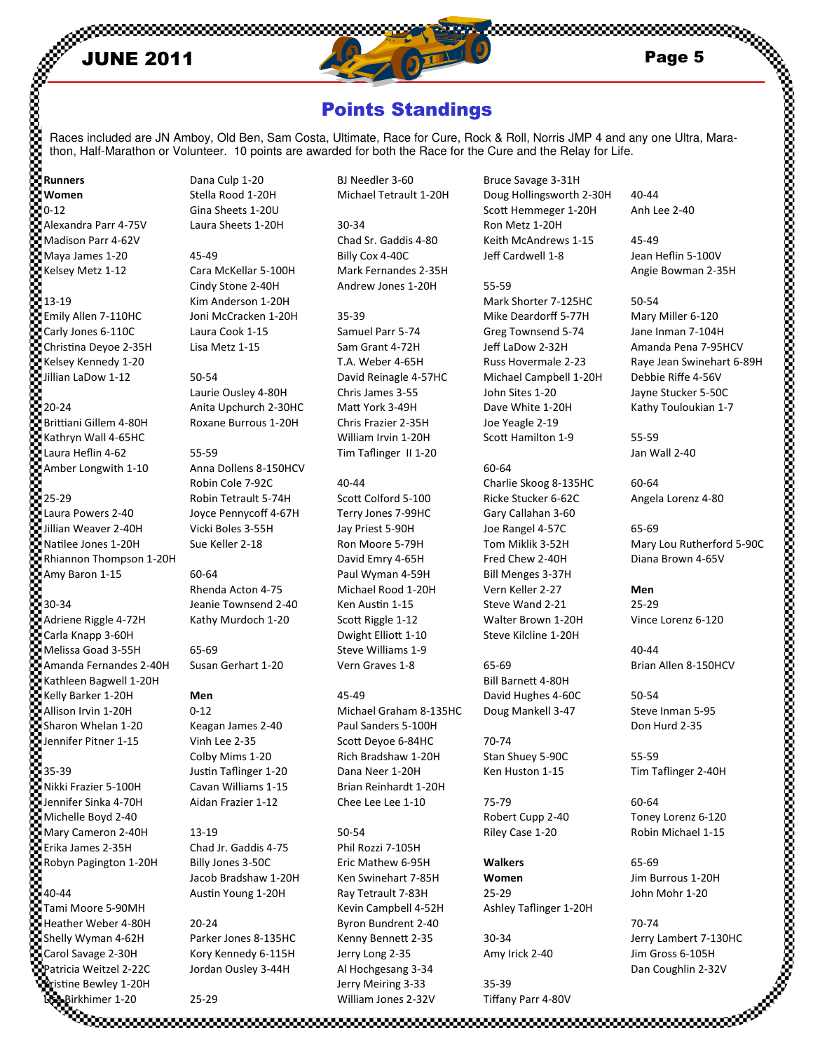# Points Standings

Races included are JN Amboy, Old Ben, Sam Costa, Ultimate, Race for Cure, Rock & Roll, Norris JMP 4 and any one Ultra, Marathon, Half-Marathon or Volunteer. 10 points are awarded for both the Race for the Cure and the Relay for Life.

**Runners**

**Women**

0-12
Alexandra Parr 4-75V
Madison Parr 4-62V
Maya James 1-20
Kelsey Metz 1-12

13-19
Emily Allen 7-110HC
Carly Jones 6-110C
Christina Deyoe 2-35H
Kelsey Kennedy 1-20
Jillian LaDow 1-12

20-24
Brittiani Gillem 4-80H
Kathryn Wall 4-65HC
Laura Heflin 4-62
Amber Longwith 1-10

25-29
Laura Powers 2-40
Jillian Weaver 2-40H
Natilee Jones 1-20H
Rhiannon Thompson 1-20H
Amy Baron 1-15

30-34
Adriene Riggle 4-72H
Carla Knapp 3-60H
Melissa Goad 3-55H
Amanda Fernandes 2-40H
Kathleen Bagwell 1-20H
Kelly Barker 1-20H
Allison Irvin 1-20H
Sharon Whelan 1-20
Jennifer Pitner 1-15

35-39
Nikki Frazier 5-100H
Jennifer Sinka 4-70H
Michelle Boyd 2-40
Mary Cameron 2-40H
Erika James 2-35H
Robyn Pagington 1-20H

40-44
Tami Moore 5-90MH
Heather Weber 4-80H
Shelly Wyman 4-62H
Carol Savage 2-30H
Patricia Weitzel 2-22C
Kristine Bewley 1-20H
Lisa Birkhimer 1-20
Dana Culp 1-20
Stella Rood 1-20H
Gina Sheets 1-20U
Laura Sheets 1-20H

45-49
Cara McKellar 5-100H
Cindy Stone 2-40H
Kim Anderson 1-20H
Joni McCracken 1-20H
Laura Cook 1-15
Lisa Metz 1-15

50-54
Laurie Ousley 4-80H
Anita Upchurch 2-30HC
Roxane Burrous 1-20H

55-59
Anna Dollens 8-150HCV
Robin Cole 7-92C
Robin Tetrault 5-74H
Joyce Pennycoff 4-67H
Vicki Boles 3-55H
Sue Keller 2-18

60-64
Rhenda Acton 4-75
Jeanie Townsend 2-40
Kathy Murdoch 1-20

65-69
Susan Gerhart 1-20

**Men**

0-12
Keagan James 2-40
Vinh Lee 2-35
Colby Mims 1-20
Justin Taflinger 1-20
Cavan Williams 1-15
Aidan Frazier 1-12

13-19
Chad Jr. Gaddis 4-75
Billy Jones 3-50C
Jacob Bradshaw 1-20H
Austin Young 1-20H

20-24
Parker Jones 8-135HC
Kory Kennedy 6-115H
Jordan Ousley 3-44H

25-29
BJ Needler 3-60
Michael Tetrault 1-20H

30-34
Chad Sr. Gaddis 4-80
Billy Cox 4-40C
Mark Fernandes 2-35H
Andrew Jones 1-20H

35-39
Samuel Parr 5-74
Sam Grant 4-72H
T.A. Weber 4-65H
David Reinagle 4-57HC
Chris James 3-55
Matt York 3-49H
Chris Frazier 2-35H
William Irvin 1-20H
Tim Taflinger II 1-20

40-44
Scott Colford 5-100
Terry Jones 7-99HC
Jay Priest 5-90H
Ron Moore 5-79H
David Emry 4-65H
Paul Wyman 4-59H
Michael Rood 1-20H
Ken Austin 1-15
Scott Riggle 1-12
Dwight Elliott 1-10
Steve Williams 1-9
Vern Graves 1-8

45-49
Michael Graham 8-135HC
Paul Sanders 5-100H
Scott Deyoe 6-84HC
Rich Bradshaw 1-20H
Dana Neer 1-20H
Brian Reinhardt 1-20H
Chee Lee Lee 1-10

50-54
Phil Rozzi 7-105H
Eric Mathew 6-95H
Ken Swinehart 7-85H
Ray Tetrault 7-83H
Kevin Campbell 4-52H
Byron Bundrent 2-40
Kenny Bennett 2-35
Jerry Long 2-35
Al Hochgesang 3-34
Jerry Meiring 3-33
William Jones 2-32V
Bruce Savage 3-31H
Doug Hollingsworth 2-30H
Scott Hemmeger 1-20H
Ron Metz 1-20H
Keith McAndrews 1-15
Jeff Cardwell 1-8

55-59
Mark Shorter 7-125HC
Mike Deardorff 5-77H
Greg Townsend 5-74
Jeff LaDow 2-32H
Russ Hovermale 2-23
Michael Campbell 1-20H
John Sites 1-20
Dave White 1-20H
Joe Yeagle 2-19
Scott Hamilton 1-9

60-64
Charlie Skoog 8-135HC
Ricke Stucker 6-62C
Gary Callahan 3-60
Joe Rangel 4-57C
Tom Miklik 3-52H
Fred Chew 2-40H
Bill Menges 3-37H
Vern Keller 2-27
Steve Wand 2-21
Walter Brown 1-20H
Steve Kilcline 1-20H

65-69
Bill Barnett 4-80H
David Hughes 4-60C
Doug Mankell 3-47

70-74
Stan Shuey 5-90C
Ken Huston 1-15

75-79
Robert Cupp 2-40
Riley Case 1-20

**Walkers**

**Women**

25-29
Ashley Taflinger 1-20H

30-34
Amy Irick 2-40

35-39
Tiffany Parr 4-80V

40-44
Anh Lee 2-40

45-49
Jean Heflin 5-100V
Angie Bowman 2-35H

50-54
Mary Miller 6-120
Jane Inman 7-104H
Amanda Pena 7-95HCV
Raye Jean Swinehart 6-89H
Debbie Riffe 4-56V
Jayne Stucker 5-50C
Kathy Touloukian 1-7

55-59
Jan Wall 2-40

60-64
Angela Lorenz 4-80

65-69
Mary Lou Rutherford 5-90C
Diana Brown 4-65V

**Men**

25-29
Vince Lorenz 6-120

40-44
Brian Allen 8-150HCV

50-54
Steve Inman 5-95
Don Hurd 2-35

55-59
Tim Taflinger 2-40H

60-64
Toney Lorenz 6-120
Robin Michael 1-15

65-69
Jim Burrous 1-20H
John Mohr 1-20

70-74
Jerry Lambert 7-130HC
Jim Gross 6-105H
Dan Coughlin 2-32V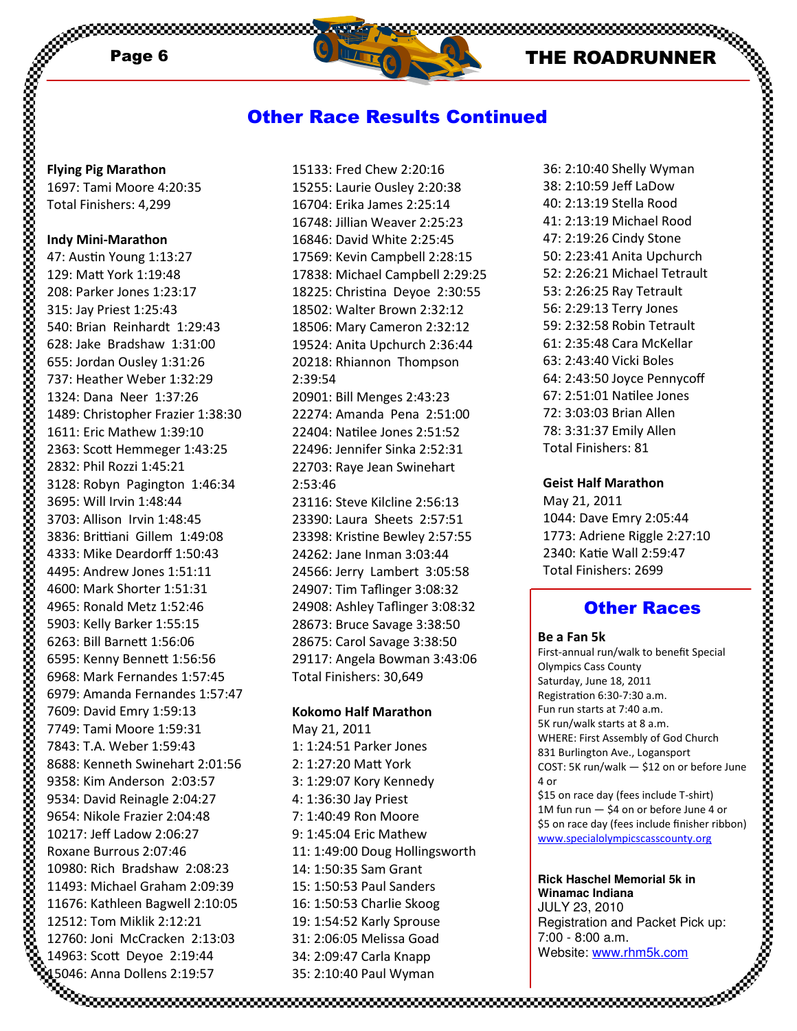## Other Race Results Continued

**Flying Pig Marathon**
1697: Tami Moore 4:20:35
Total Finishers: 4,299

**Indy Mini-Marathon**
47: Austin Young 1:13:27
129: Matt York 1:19:48
208: Parker Jones 1:23:17
315: Jay Priest 1:25:43
540: Brian Reinhardt 1:29:43
628: Jake Bradshaw 1:31:00
655: Jordan Ousley 1:31:26
737: Heather Weber 1:32:29
1324: Dana Neer 1:37:26
1489: Christopher Frazier 1:38:30
1611: Eric Mathew 1:39:10
2363: Scott Hemmeger 1:43:25
2832: Phil Rozzi 1:45:21
3128: Robyn Pagington 1:46:34
3695: Will Irvin 1:48:44
3703: Allison Irvin 1:48:45
3836: Brittiani Gillem 1:49:08
4333: Mike Deardorff 1:50:43
4495: Andrew Jones 1:51:11
4600: Mark Shorter 1:51:31
4965: Ronald Metz 1:52:46
5903: Kelly Barker 1:55:15
6263: Bill Barnett 1:56:06
6595: Kenny Bennett 1:56:56
6968: Mark Fernandes 1:57:45
6979: Amanda Fernandes 1:57:47
7609: David Emry 1:59:13
7749: Tami Moore 1:59:31
7843: T.A. Weber 1:59:43
8688: Kenneth Swinehart 2:01:56
9358: Kim Anderson 2:03:57
9534: David Reinagle 2:04:27
9654: Nikole Frazier 2:04:48
10217: Jeff Ladow 2:06:27
Roxane Burrous 2:07:46
10980: Rich Bradshaw 2:08:23
11493: Michael Graham 2:09:39
11676: Kathleen Bagwell 2:10:05
12512: Tom Miklik 2:12:21
12760: Joni McCracken 2:13:03
14963: Scott Deyoe 2:19:44
15046: Anna Dollens 2:19:57
15133: Fred Chew 2:20:16
15255: Laurie Ousley 2:20:38
16704: Erika James 2:25:14
16748: Jillian Weaver 2:25:23
16846: David White 2:25:45
17569: Kevin Campbell 2:28:15
17838: Michael Campbell 2:29:25
18225: Christina Deyoe 2:30:55
18502: Walter Brown 2:32:12
18506: Mary Cameron 2:32:12
19524: Anita Upchurch 2:36:44
20218: Rhiannon Thompson 2:39:54
20901: Bill Menges 2:43:23
22274: Amanda Pena 2:51:00
22404: Natilee Jones 2:51:52
22496: Jennifer Sinka 2:52:31
22703: Raye Jean Swinehart 2:53:46
23116: Steve Kilcline 2:56:13
23390: Laura Sheets 2:57:51
23398: Kristine Bewley 2:57:55
24262: Jane Inman 3:03:44
24566: Jerry Lambert 3:05:58
24907: Tim Taflinger 3:08:32
24908: Ashley Taflinger 3:08:32
28673: Bruce Savage 3:38:50
28675: Carol Savage 3:38:50
29117: Angela Bowman 3:43:06
Total Finishers: 30,649

**Kokomo Half Marathon**
May 21, 2011
1: 1:24:51 Parker Jones
2: 1:27:20 Matt York
3: 1:29:07 Kory Kennedy
4: 1:36:30 Jay Priest
7: 1:40:49 Ron Moore
9: 1:45:04 Eric Mathew
11: 1:49:00 Doug Hollingsworth
14: 1:50:35 Sam Grant
15: 1:50:53 Paul Sanders
16: 1:50:53 Charlie Skoog
19: 1:54:52 Karly Sprouse
31: 2:06:05 Melissa Goad
34: 2:09:47 Carla Knapp
35: 2:10:40 Paul Wyman
36: 2:10:40 Shelly Wyman
38: 2:10:59 Jeff LaDow
40: 2:13:19 Stella Rood
41: 2:13:19 Michael Rood
47: 2:19:26 Cindy Stone
50: 2:23:41 Anita Upchurch
52: 2:26:21 Michael Tetrault
53: 2:26:25 Ray Tetrault
56: 2:29:13 Terry Jones
59: 2:32:58 Robin Tetrault
61: 2:35:48 Cara McKellar
63: 2:43:40 Vicki Boles
64: 2:43:50 Joyce Pennycoff
67: 2:51:01 Natilee Jones
72: 3:03:03 Brian Allen
78: 3:31:37 Emily Allen
Total Finishers: 81

**Geist Half Marathon**
May 21, 2011
1044: Dave Emry 2:05:44
1773: Adriene Riggle 2:27:10
2340: Katie Wall 2:59:47
Total Finishers: 2699

## Other Races

**Be a Fan 5k**
First-annual run/walk to benefit Special Olympics Cass County
Saturday, June 18, 2011
Registration 6:30-7:30 a.m.
Fun run starts at 7:40 a.m.
5K run/walk starts at 8 a.m.
WHERE: First Assembly of God Church
831 Burlington Ave., Logansport
COST: 5K run/walk — $12 on or before June 4 or
$15 on race day (fees include T-shirt)
1M fun run — $4 on or before June 4 or
$5 on race day (fees include finisher ribbon)
www.specialolympicscasscounty.org

**Rick Haschel Memorial 5k in Winamac Indiana**
JULY 23, 2010
Registration and Packet Pick up: 7:00 - 8:00 a.m.
Website: www.rhm5k.com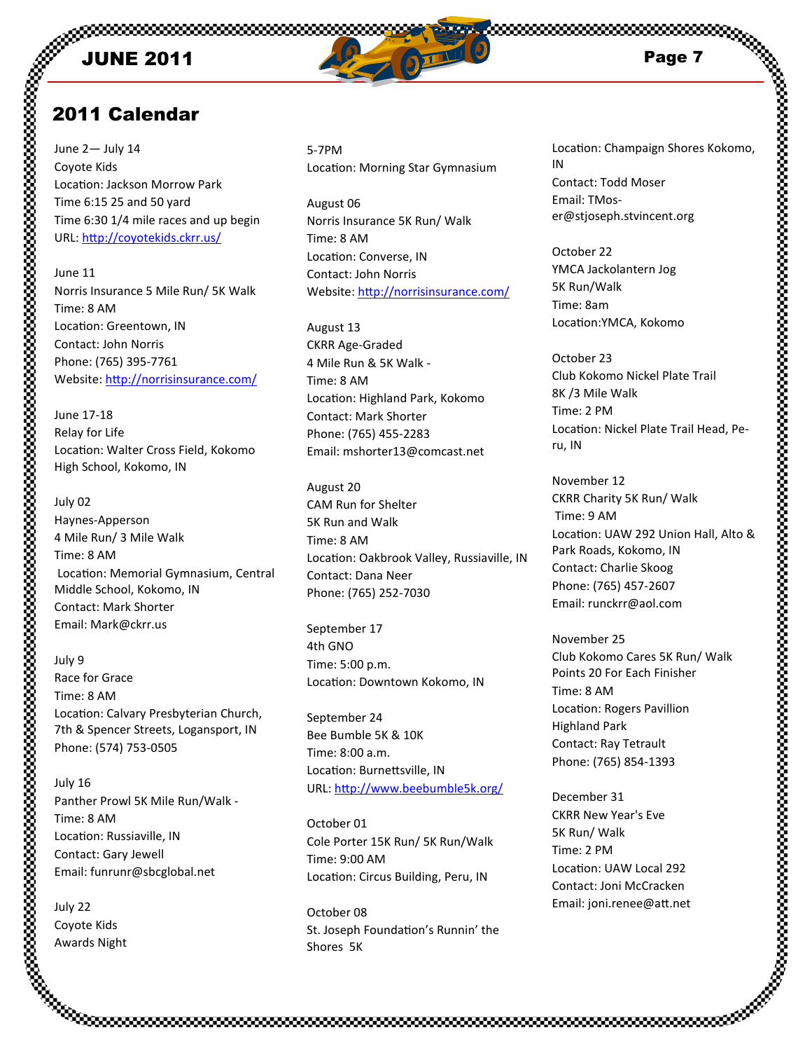## 2011 Calendar

June 2— July 14
Coyote Kids
Location: Jackson Morrow Park
Time 6:15 25 and 50 yard
Time 6:30 1/4 mile races and up begin
URL: http://coyotekids.ckrr.us/

June 11
Norris Insurance 5 Mile Run/ 5K Walk
Time: 8 AM
Location: Greentown, IN
Contact: John Norris
Phone: (765) 395-7761
Website: http://norrisinsurance.com/

June 17-18
Relay for Life
Location: Walter Cross Field, Kokomo High School, Kokomo, IN

July 02
Haynes-Apperson
4 Mile Run/ 3 Mile Walk
Time: 8 AM
Location: Memorial Gymnasium, Central Middle School, Kokomo, IN
Contact: Mark Shorter
Email: Mark@ckrr.us

July 9
Race for Grace
Time: 8 AM
Location: Calvary Presbyterian Church, 7th & Spencer Streets, Logansport, IN
Phone: (574) 753-0505

July 16
Panther Prowl 5K Mile Run/Walk -
Time: 8 AM
Location: Russiaville, IN
Contact: Gary Jewell
Email: funrunr@sbcglobal.net

July 22
Coyote Kids
Awards Night
5-7PM
Location: Morning Star Gymnasium

August 06
Norris Insurance 5K Run/ Walk
Time: 8 AM
Location: Converse, IN
Contact: John Norris
Website: http://norrisinsurance.com/

August 13
CKRR Age-Graded
4 Mile Run & 5K Walk -
Time: 8 AM
Location: Highland Park, Kokomo
Contact: Mark Shorter
Phone: (765) 455-2283
Email: mshorter13@comcast.net

August 20
CAM Run for Shelter
5K Run and Walk
Time: 8 AM
Location: Oakbrook Valley, Russiaville, IN
Contact: Dana Neer
Phone: (765) 252-7030

September 17
4th GNO
Time: 5:00 p.m.
Location: Downtown Kokomo, IN

September 24
Bee Bumble 5K & 10K
Time: 8:00 a.m.
Location: Burnettsville, IN
URL: http://www.beebumble5k.org/

October 01
Cole Porter 15K Run/ 5K Run/Walk
Time: 9:00 AM
Location: Circus Building, Peru, IN

October 08
St. Joseph Foundation's Runnin' the Shores 5K
Location: Champaign Shores Kokomo, IN
Contact: Todd Moser
Email: TMoser@stjoseph.stvincent.org

October 22
YMCA Jackolantern Jog
5K Run/Walk
Time: 8am
Location:YMCA, Kokomo

October 23
Club Kokomo Nickel Plate Trail
8K /3 Mile Walk
Time: 2 PM
Location: Nickel Plate Trail Head, Peru, IN

November 12
CKRR Charity 5K Run/ Walk
Time: 9 AM
Location: UAW 292 Union Hall, Alto & Park Roads, Kokomo, IN
Contact: Charlie Skoog
Phone: (765) 457-2607
Email: runckrr@aol.com

November 25
Club Kokomo Cares 5K Run/ Walk
Points 20 For Each Finisher
Time: 8 AM
Location: Rogers Pavillion
Highland Park
Contact: Ray Tetrault
Phone: (765) 854-1393

December 31
CKRR New Year's Eve
5K Run/ Walk
Time: 2 PM
Location: UAW Local 292
Contact: Joni McCracken
Email: joni.renee@att.net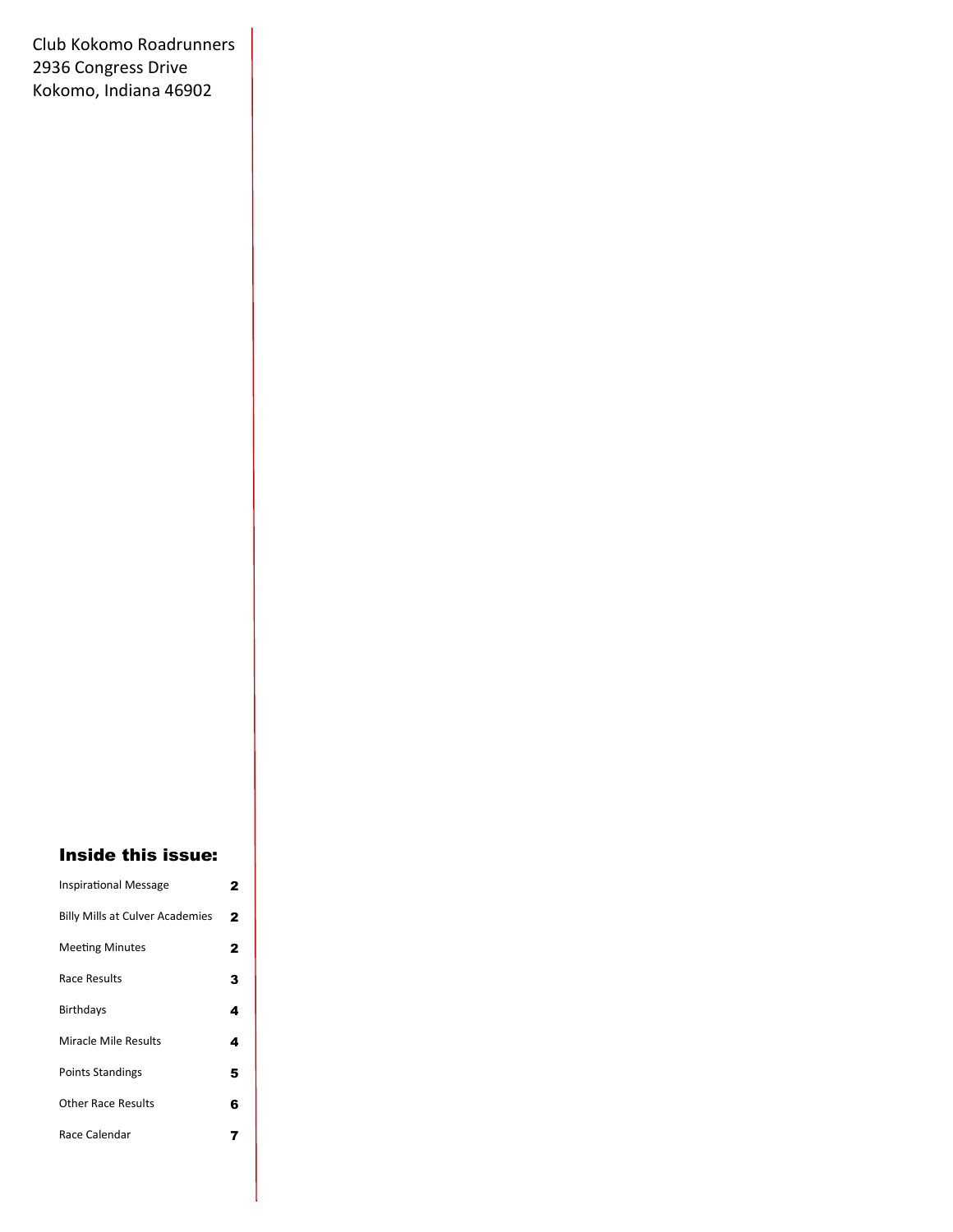Club Kokomo Roadrunners
2936 Congress Drive
Kokomo, Indiana 46902

## Inside this issue:

| | |
|---|---|
| Inspirational Message | 2 |
| Billy Mills at Culver Academies | 2 |
| Meeting Minutes | 2 |
| Race Results | 3 |
| Birthdays | 4 |
| Miracle Mile Results | 4 |
| Points Standings | 5 |
| Other Race Results | 6 |
| Race Calendar | 7 |